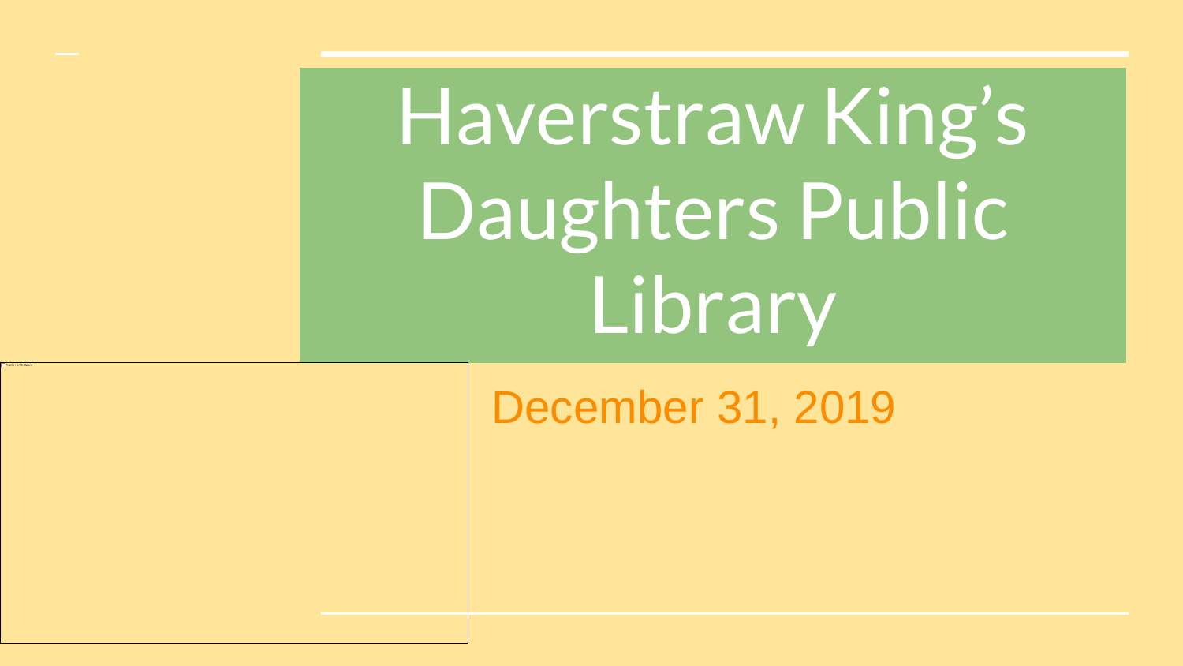# Haverstraw King's Daughters Public Library

December 31, 2019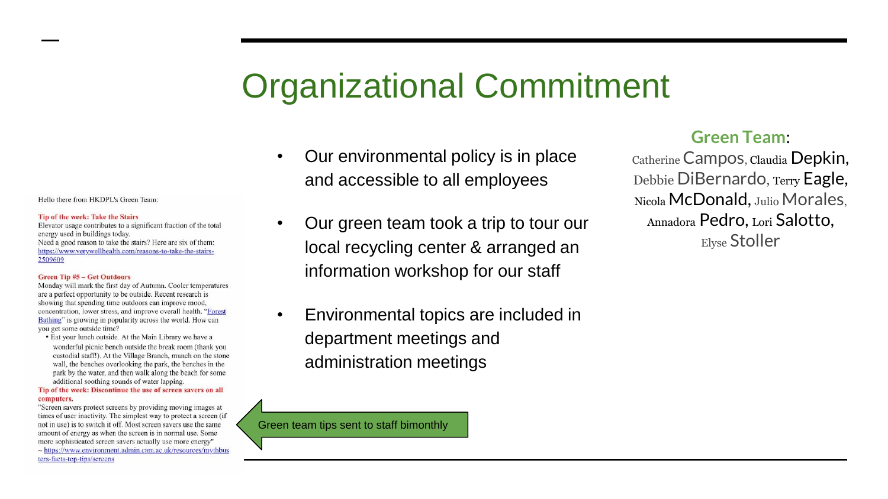# Organizational Commitment

- Our environmental policy is in place and accessible to all employees
- Our green team took a trip to tour our local recycling center & arranged an information workshop for our staff
- Environmental topics are included in department meetings and administration meetings

**Green Team**:

Catherine Campos, Claudia Depkin, Debbie DiBernardo, Terry Eagle, Nicola McDonald, Julio Morales, Annadora Pedro, Lori Salotto, Elyse Stoller

Hello there from HKDPL's Green Team:

**Tip of the week: Take the Stairs**

Elevator usage contributes to a significant fraction of the total energy used in buildings today.

Need a good reason to take the stairs? Here are six of them: https://www.verywellhealth.com/reasons-to-take-the-stairs-2509609

**Green Tip #5 – Get Outdoors**

Monday will mark the first day of Autumn. Cooler temperatures are a perfect opportunity to be outside. Recent research is showing that spending time outdoors can improve mood, concentration, lower stress, and improve overall health. "Forest Bathing" is growing in popularity across the world. How can you get some outside time?

- Eat your lunch outside. At the Main Library we have a wonderful picnic bench outside the break room (thank you custodial staff!). At the Village Branch, munch on the stone wall, the benches overlooking the park, the benches in the park by the water, and then walk along the beach for some additional soothing sounds of water lapping.

**Tip of the week: Discontinue the use of screen savers on all computers.**

"Screen savers protect screens by providing moving images at times of user inactivity. The simplest way to protect a screen (if not in use) is to switch it off. Most screen savers use the same amount of energy as when the screen is in normal use. Some more sophisticated screen savers actually use more energy"
~ https://www.environment.admin.cam.ac.uk/resources/mythbusters-facts-top-tips/screens

Green team tips sent to staff bimonthly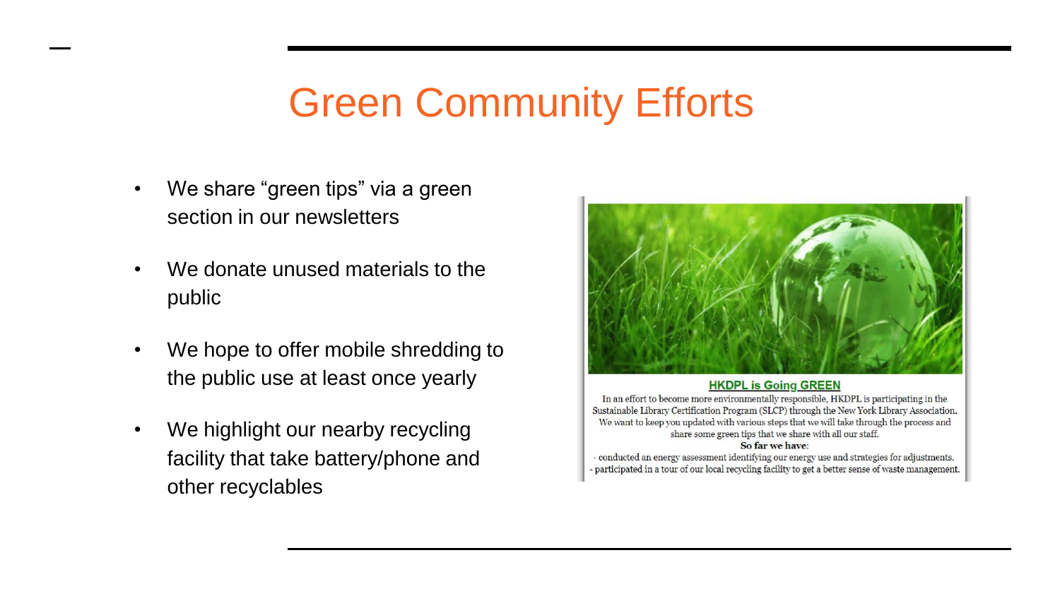# Green Community Efforts

- We share "green tips" via a green section in our newsletters
- We donate unused materials to the public
- We hope to offer mobile shredding to the public use at least once yearly
- We highlight our nearby recycling facility that take battery/phone and other recyclables

**HKDPL is Going GREEN**

In an effort to become more environmentally responsible, HKDPL is participating in the Sustainable Library Certification Program (SLCP) through the New York Library Association. We want to keep you updated with various steps that we will take through the process and share some green tips that we share with all our staff.

**So far we have:**

- conducted an energy assessment identifying our energy use and strategies for adjustments.
- participated in a tour of our local recycling facility to get a better sense of waste management.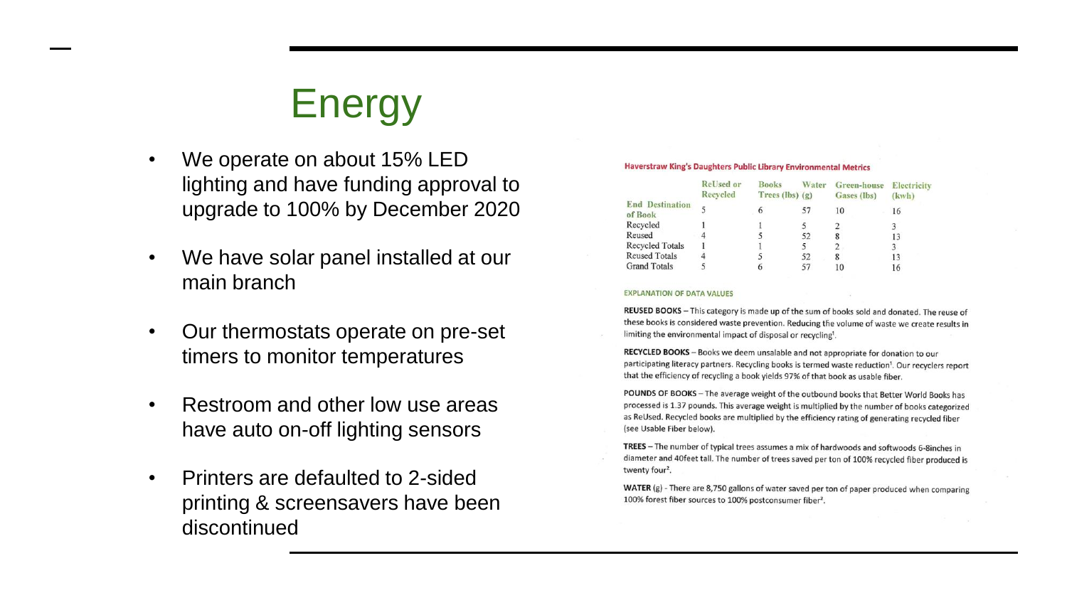# Energy

- We operate on about 15% LED lighting and have funding approval to upgrade to 100% by December 2020
- We have solar panel installed at our main branch
- Our thermostats operate on pre-set timers to monitor temperatures
- Restroom and other low use areas have auto on-off lighting sensors
- Printers are defaulted to 2-sided printing & screensavers have been discontinued

**Haverstraw King's Daughters Public Library Environmental Metrics**

| | ReUsed or Recycled | Books Trees (lbs) | Water (g) | Green-house Gases (lbs) | Electricity (kwh) |
|---|---|---|---|---|---|
| End Destination of Book | 5 | 6 | 57 | 10 | 16 |
| Recycled | 1 | 1 | 5 | 2 | 3 |
| Reused | 4 | 5 | 52 | 8 | 13 |
| Recycled Totals | 1 | 1 | 5 | 2 | 3 |
| Reused Totals | 4 | 5 | 52 | 8 | 13 |
| Grand Totals | 5 | 6 | 57 | 10 | 16 |

EXPLANATION OF DATA VALUES

**REUSED BOOKS** – This category is made up of the sum of books sold and donated. The reuse of these books is considered waste prevention. Reducing the volume of waste we create results in limiting the environmental impact of disposal or recycling[1].

**RECYCLED BOOKS** – Books we deem unsalable and not appropriate for donation to our participating literacy partners. Recycling books is termed waste reduction[1]. Our recyclers report that the efficiency of recycling a book yields 97% of that book as usable fiber.

**POUNDS OF BOOKS** – The average weight of the outbound books that Better World Books has processed is 1.37 pounds. This average weight is multiplied by the number of books categorized as ReUsed. Recycled books are multiplied by the efficiency rating of generating recycled fiber (see Usable Fiber below).

**TREES** – The number of typical trees assumes a mix of hardwoods and softwoods 6-8inches in diameter and 40feet tall. The number of trees saved per ton of 100% recycled fiber produced is twenty four[2].

**WATER** (g) - There are 8,750 gallons of water saved per ton of paper produced when comparing 100% forest fiber sources to 100% postconsumer fiber[2].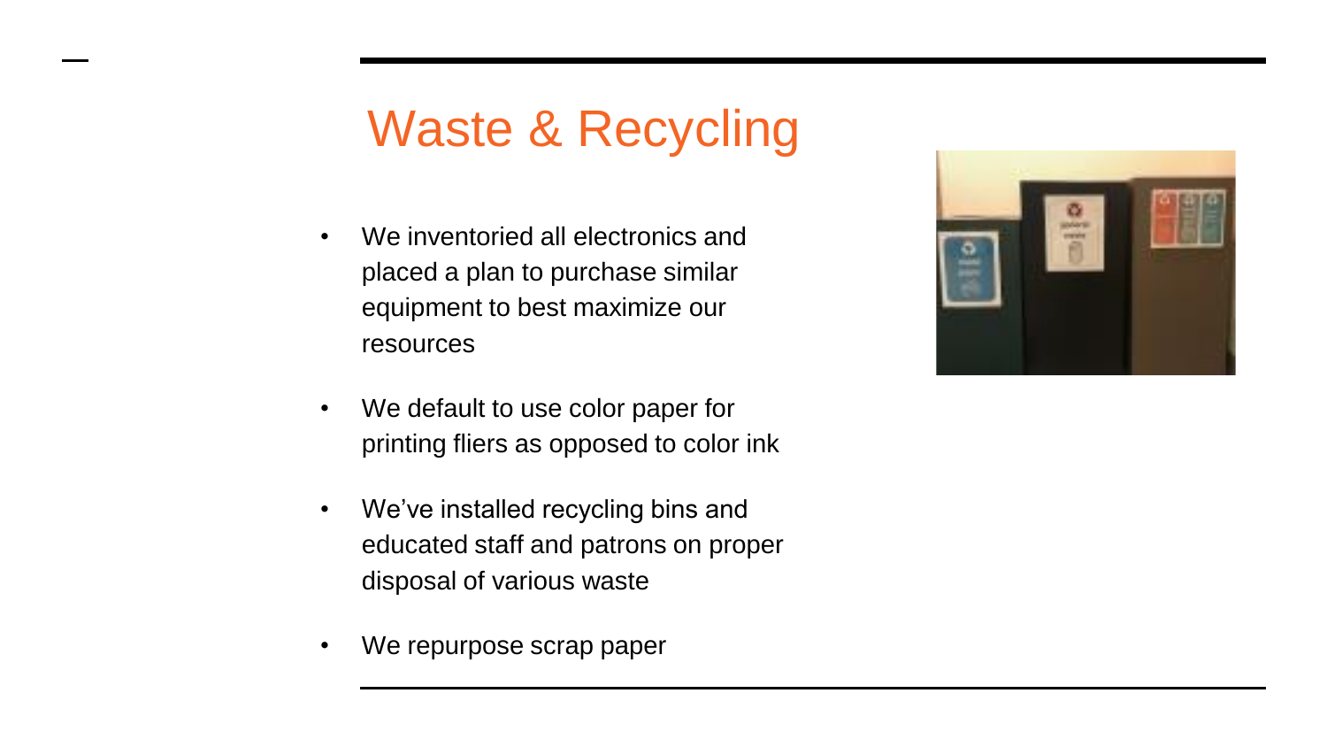# Waste & Recycling

- We inventoried all electronics and placed a plan to purchase similar equipment to best maximize our resources
- We default to use color paper for printing fliers as opposed to color ink
- We've installed recycling bins and educated staff and patrons on proper disposal of various waste
- We repurpose scrap paper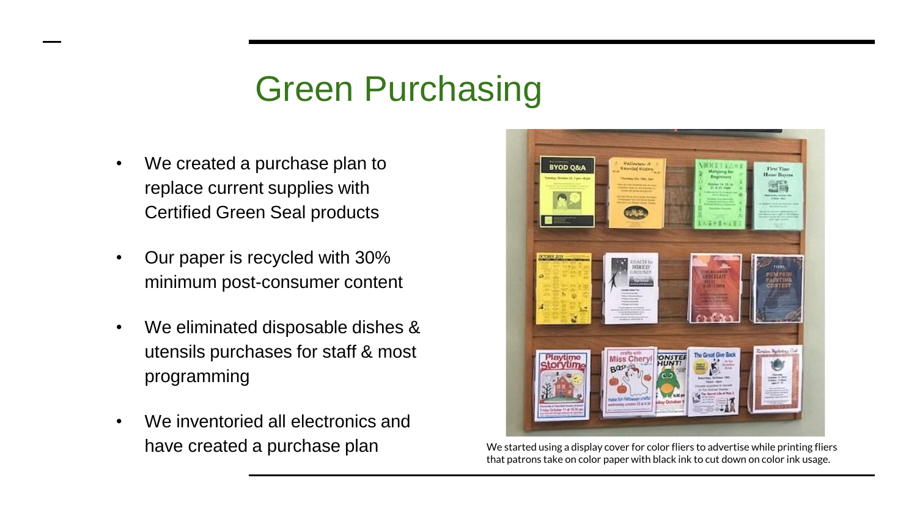# Green Purchasing

- We created a purchase plan to replace current supplies with Certified Green Seal products
- Our paper is recycled with 30% minimum post-consumer content
- We eliminated disposable dishes & utensils purchases for staff & most programming
- We inventoried all electronics and have created a purchase plan

We started using a display cover for color fliers to advertise while printing fliers that patrons take on color paper with black ink to cut down on color ink usage.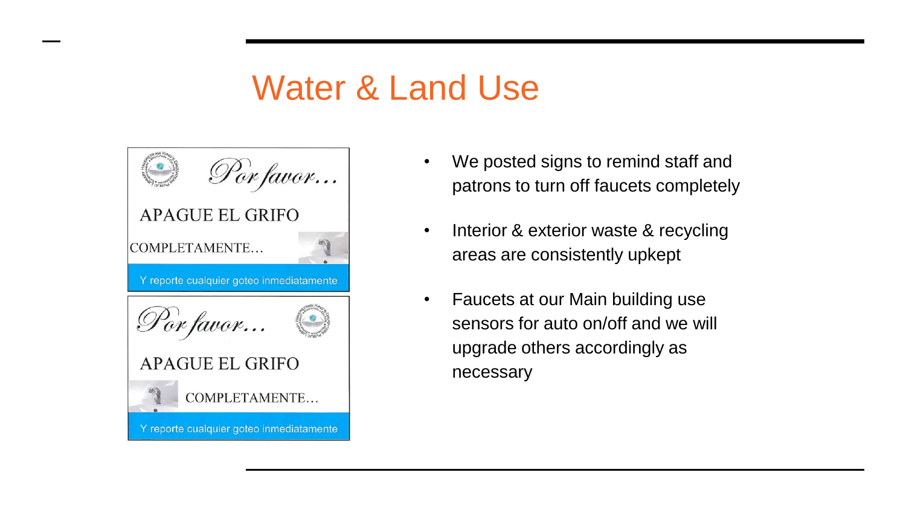# Water & Land Use

Por favor...

APAGUE EL GRIFO

COMPLETAMENTE...

Y reporte cualquier goteo inmediatamente

Por favor...

APAGUE EL GRIFO

COMPLETAMENTE...

Y reporte cualquier goteo inmediatamente

- We posted signs to remind staff and patrons to turn off faucets completely
- Interior & exterior waste & recycling areas are consistently upkept
- Faucets at our Main building use sensors for auto on/off and we will upgrade others accordingly as necessary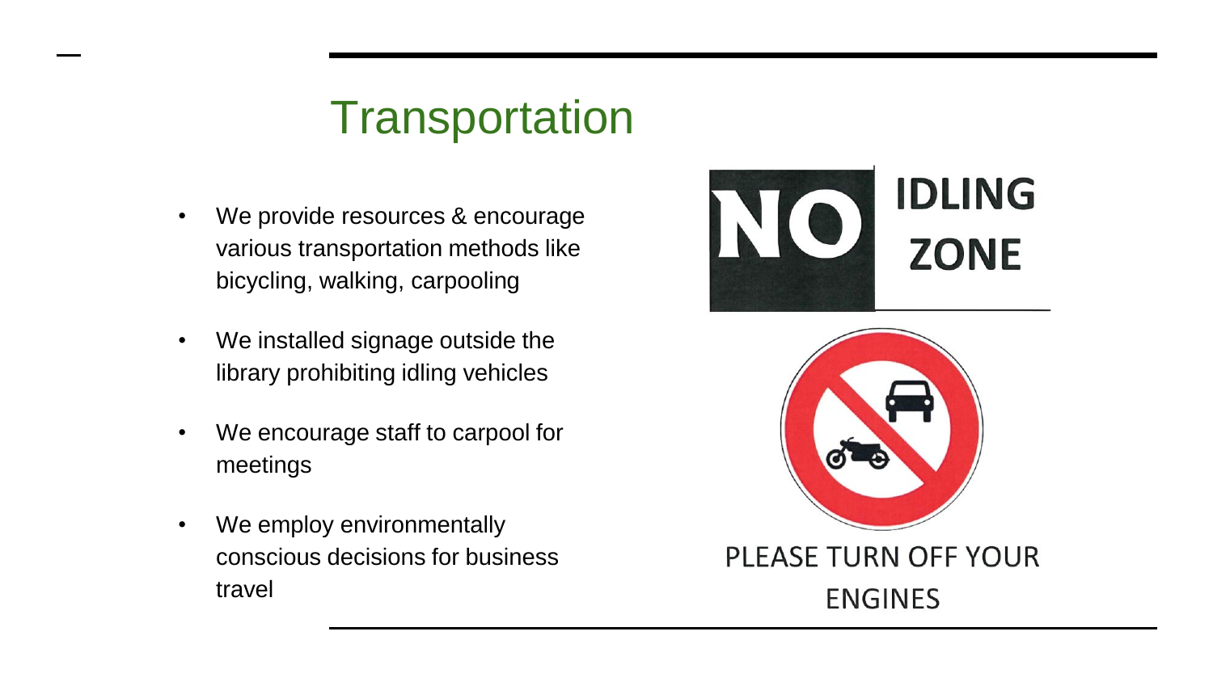# Transportation

- We provide resources & encourage various transportation methods like bicycling, walking, carpooling
- We installed signage outside the library prohibiting idling vehicles
- We encourage staff to carpool for meetings
- We employ environmentally conscious decisions for business travel

NO IDLING ZONE

PLEASE TURN OFF YOUR ENGINES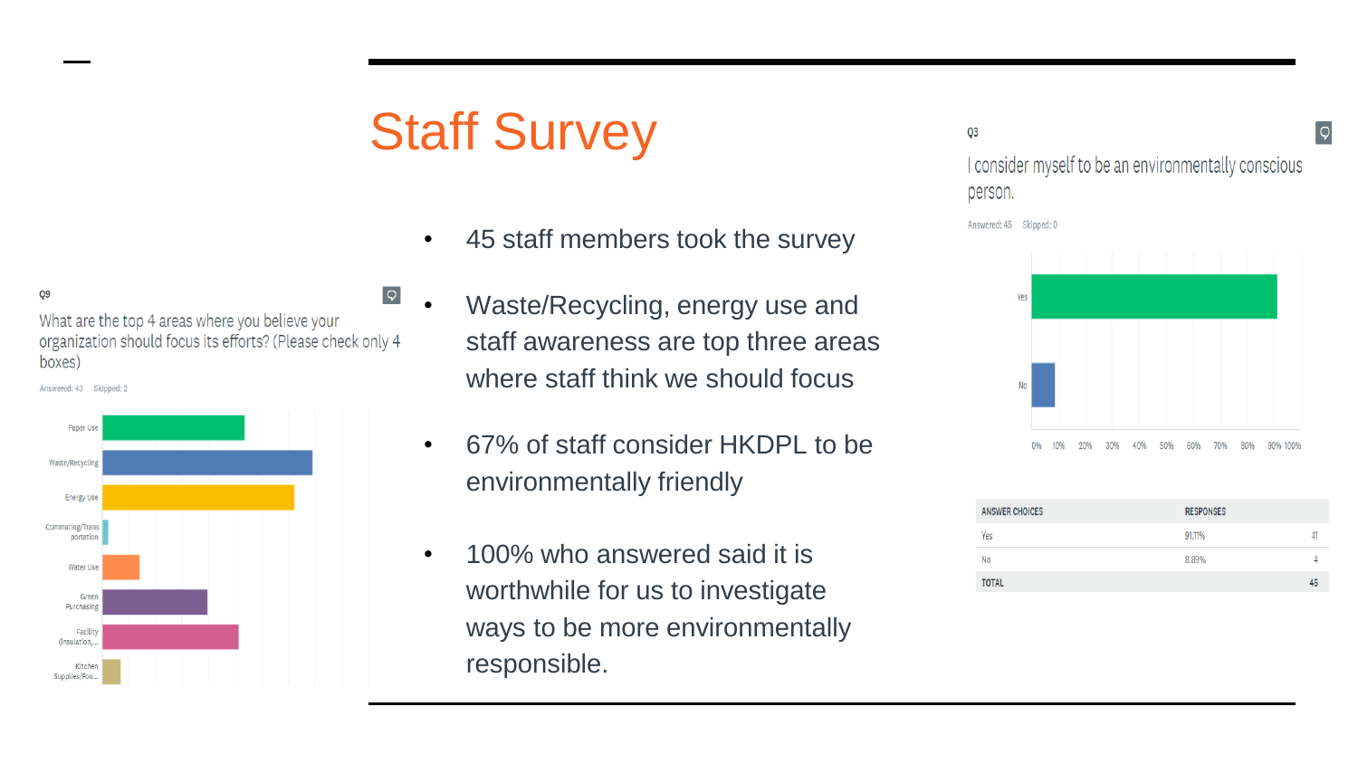# Staff Survey

- 45 staff members took the survey
- Waste/Recycling, energy use and staff awareness are top three areas where staff think we should focus
- 67% of staff consider HKDPL to be environmentally friendly
- 100% who answered said it is worthwhile for us to investigate ways to be more environmentally responsible.

Q9

What are the top 4 areas where you believe your organization should focus its efforts? (Please check only 4 boxes)

Answered: 43 Skipped: 2

Paper Use
Waste/Recycling
Energy Use
Commuting/Transportation
Water Use
Green Purchasing
Facility (Insulation,...
Kitchen Supplies/Foo...

Q3

I consider myself to be an environmentally conscious person.

Answered: 45 Skipped: 0

Yes
No

0% 10% 20% 30% 40% 50% 60% 70% 80% 90% 100%

| ANSWER CHOICES | RESPONSES | |
|---|---|---|
| Yes | 91.11% | 41 |
| No | 8.89% | 4 |
| TOTAL | | 45 |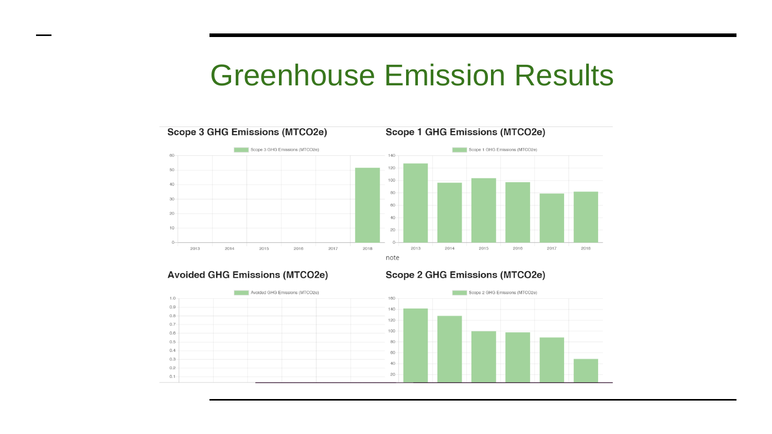# Greenhouse Emission Results

### Scope 3 GHG Emissions (MTCO2e)

### Scope 1 GHG Emissions (MTCO2e)

note

### Avoided GHG Emissions (MTCO2e)

### Scope 2 GHG Emissions (MTCO2e)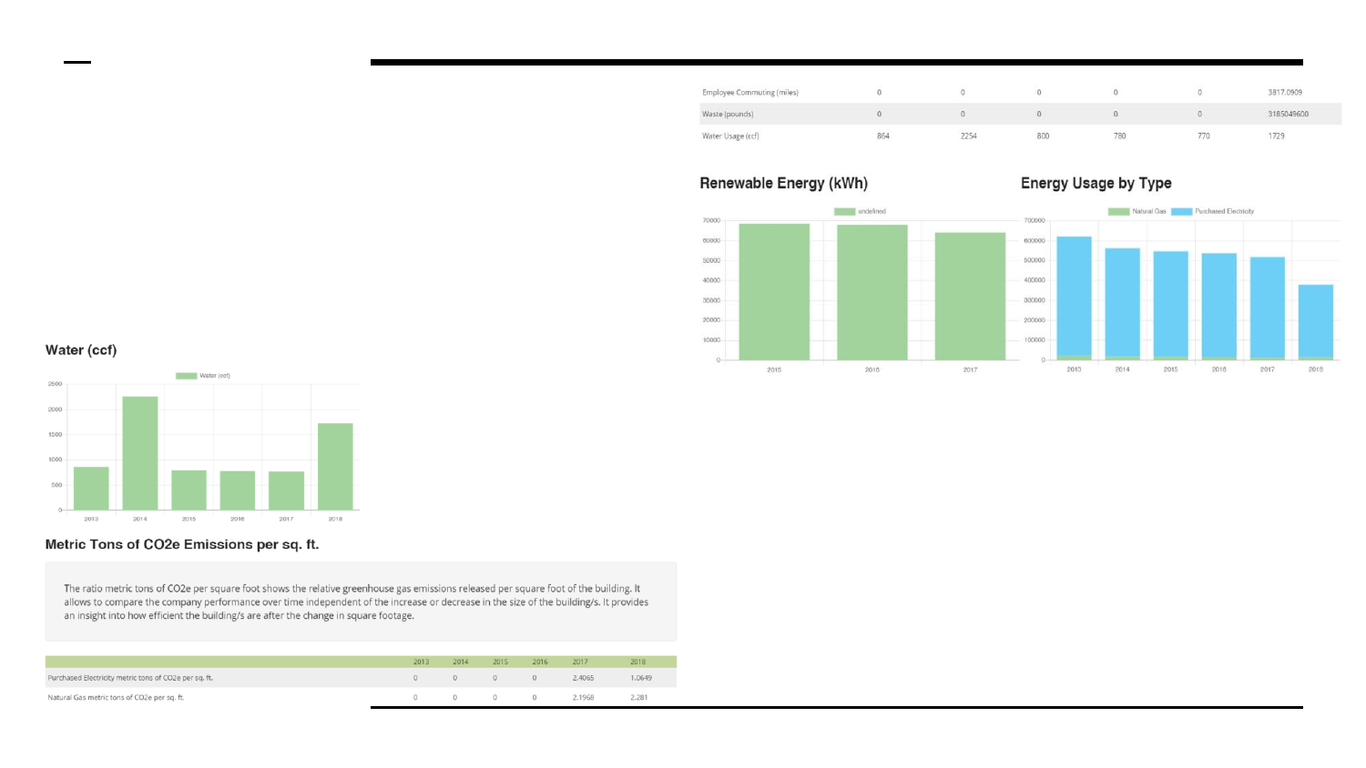| | | | | | | |
|---|---|---|---|---|---|---|
| Employee Commuting (miles) | 0 | 0 | 0 | 0 | 0 | 3817.0909 |
| Waste (pounds) | 0 | 0 | 0 | 0 | 0 | 3185049600 |
| Water Usage (ccf) | 864 | 2254 | 800 | 780 | 770 | 1729 |

## Renewable Energy (kWh)

## Energy Usage by Type

## Water (ccf)

## Metric Tons of CO2e Emissions per sq. ft.

The ratio metric tons of CO2e per square foot shows the relative greenhouse gas emissions released per square foot of the building. It allows to compare the company performance over time independent of the increase or decrease in the size of the building/s. It provides an insight into how efficient the building/s are after the change in square footage.

| | 2013 | 2014 | 2015 | 2016 | 2017 | 2018 |
|---|---|---|---|---|---|---|
| Purchased Electricity metric tons of CO2e per sq. ft. | 0 | 0 | 0 | 0 | 2.4065 | 1.0649 |
| Natural Gas metric tons of CO2e per sq. ft. | 0 | 0 | 0 | 0 | 2.1968 | 2.281 |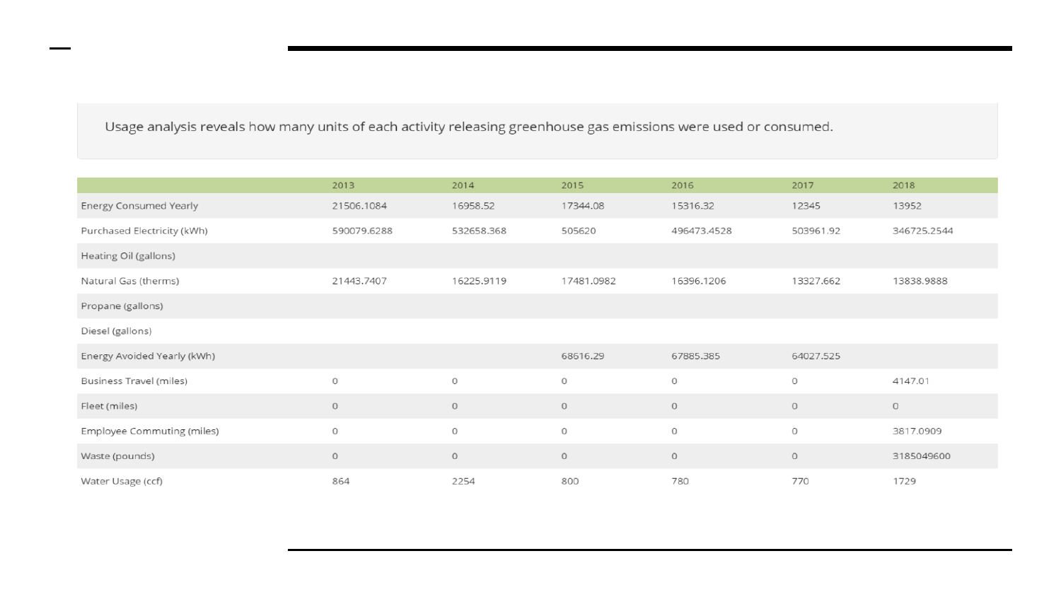Usage analysis reveals how many units of each activity releasing greenhouse gas emissions were used or consumed.

| | 2013 | 2014 | 2015 | 2016 | 2017 | 2018 |
|---|---|---|---|---|---|---|
| Energy Consumed Yearly | 21506.1084 | 16958.52 | 17344.08 | 15316.32 | 12345 | 13952 |
| Purchased Electricity (kWh) | 590079.6288 | 532658.368 | 505620 | 496473.4528 | 503961.92 | 346725.2544 |
| Heating Oil (gallons) | | | | | | |
| Natural Gas (therms) | 21443.7407 | 16225.9119 | 17481.0982 | 16396.1206 | 13327.662 | 13838.9888 |
| Propane (gallons) | | | | | | |
| Diesel (gallons) | | | | | | |
| Energy Avoided Yearly (kWh) | | | 68616.29 | 67885.385 | 64027.525 | |
| Business Travel (miles) | 0 | 0 | 0 | 0 | 0 | 4147.01 |
| Fleet (miles) | 0 | 0 | 0 | 0 | 0 | 0 |
| Employee Commuting (miles) | 0 | 0 | 0 | 0 | 0 | 3817.0909 |
| Waste (pounds) | 0 | 0 | 0 | 0 | 0 | 3185049600 |
| Water Usage (ccf) | 864 | 2254 | 800 | 780 | 770 | 1729 |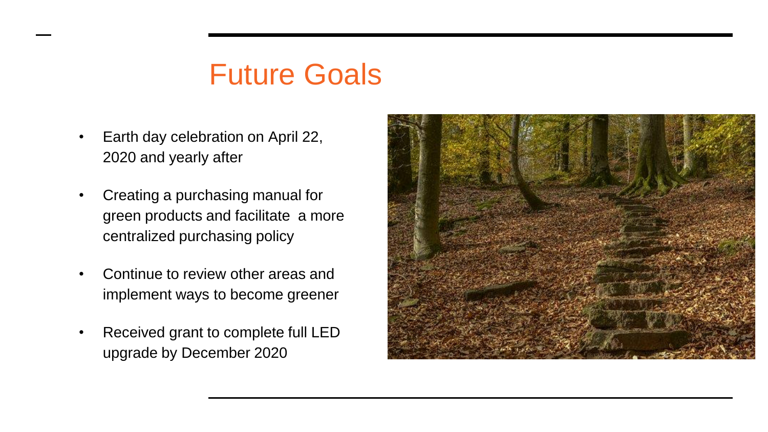# Future Goals

- Earth day celebration on April 22, 2020 and yearly after
- Creating a purchasing manual for green products and facilitate a more centralized purchasing policy
- Continue to review other areas and implement ways to become greener
- Received grant to complete full LED upgrade by December 2020